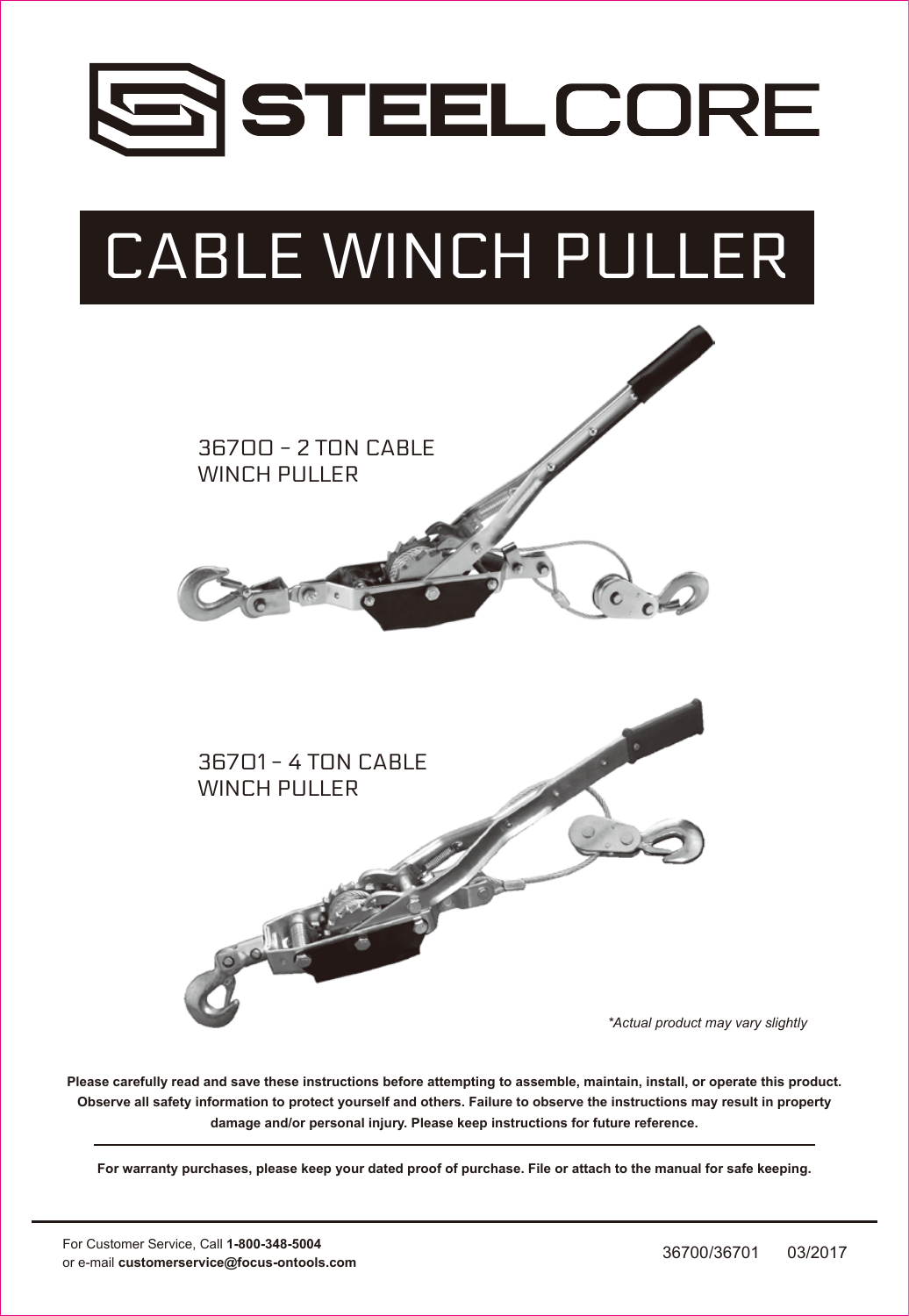# STEELCORE

# CABLE WINCH PULLER

36700 – 2 TON CABLE WINCH PULLER

36701 – 4 TON CABLE WINCH PULLER

*\*Actual product may vary slightly*

**Please carefully read and save these instructions before attempting to assemble, maintain, install, or operate this product. Observe all safety information to protect yourself and others. Failure to observe the instructions may result in property damage and/or personal injury. Please keep instructions for future reference.**

---

**For warranty purchases, please keep your dated proof of purchase. File or attach to the manual for safe keeping.**

---

For Customer Service, Call **1-800-348-5004**
or e-mail **customerservice@focus-ontools.com**

36700/36701 03/2017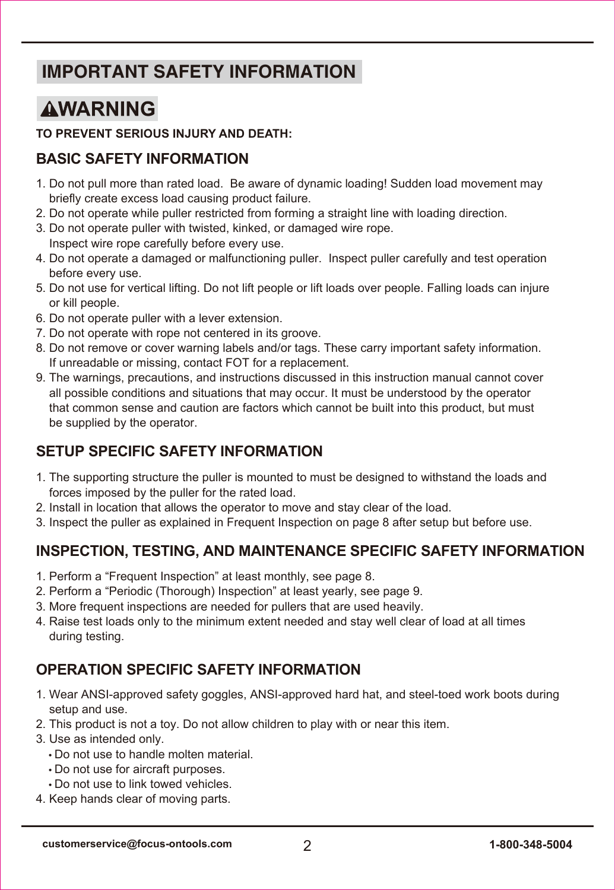# IMPORTANT SAFETY INFORMATION

## ⚠WARNING

**TO PREVENT SERIOUS INJURY AND DEATH:**

### BASIC SAFETY INFORMATION

1. Do not pull more than rated load. Be aware of dynamic loading! Sudden load movement may briefly create excess load causing product failure.
2. Do not operate while puller restricted from forming a straight line with loading direction.
3. Do not operate puller with twisted, kinked, or damaged wire rope. Inspect wire rope carefully before every use.
4. Do not operate a damaged or malfunctioning puller. Inspect puller carefully and test operation before every use.
5. Do not use for vertical lifting. Do not lift people or lift loads over people. Falling loads can injure or kill people.
6. Do not operate puller with a lever extension.
7. Do not operate with rope not centered in its groove.
8. Do not remove or cover warning labels and/or tags. These carry important safety information. If unreadable or missing, contact FOT for a replacement.
9. The warnings, precautions, and instructions discussed in this instruction manual cannot cover all possible conditions and situations that may occur. It must be understood by the operator that common sense and caution are factors which cannot be built into this product, but must be supplied by the operator.

### SETUP SPECIFIC SAFETY INFORMATION

1. The supporting structure the puller is mounted to must be designed to withstand the loads and forces imposed by the puller for the rated load.
2. Install in location that allows the operator to move and stay clear of the load.
3. Inspect the puller as explained in Frequent Inspection on page 8 after setup but before use.

### INSPECTION, TESTING, AND MAINTENANCE SPECIFIC SAFETY INFORMATION

1. Perform a "Frequent Inspection" at least monthly, see page 8.
2. Perform a "Periodic (Thorough) Inspection" at least yearly, see page 9.
3. More frequent inspections are needed for pullers that are used heavily.
4. Raise test loads only to the minimum extent needed and stay well clear of load at all times during testing.

### OPERATION SPECIFIC SAFETY INFORMATION

1. Wear ANSI-approved safety goggles, ANSI-approved hard hat, and steel-toed work boots during setup and use.
2. This product is not a toy. Do not allow children to play with or near this item.
3. Use as intended only.
   - Do not use to handle molten material.
   - Do not use for aircraft purposes.
   - Do not use to link towed vehicles.
4. Keep hands clear of moving parts.

customerservice@focus-ontools.com 1-800-348-5004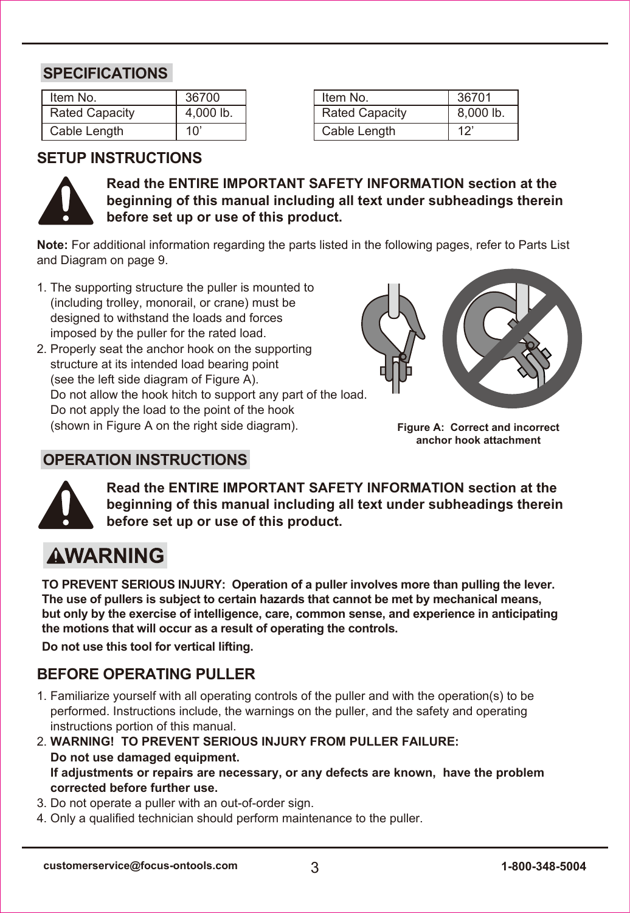## SPECIFICATIONS

| Item No. | 36700 |
|---|---|
| Rated Capacity | 4,000 lb. |
| Cable Length | 10’ |

| Item No. | 36701 |
|---|---|
| Rated Capacity | 8,000 lb. |
| Cable Length | 12’ |

## SETUP INSTRUCTIONS

**Read the ENTIRE IMPORTANT SAFETY INFORMATION section at the beginning of this manual including all text under subheadings therein before set up or use of this product.**

**Note:** For additional information regarding the parts listed in the following pages, refer to Parts List and Diagram on page 9.

1. The supporting structure the puller is mounted to (including trolley, monorail, or crane) must be designed to withstand the loads and forces imposed by the puller for the rated load.
2. Properly seat the anchor hook on the supporting structure at its intended load bearing point (see the left side diagram of Figure A).
   Do not allow the hook hitch to support any part of the load.
   Do not apply the load to the point of the hook (shown in Figure A on the right side diagram).

**Figure A: Correct and incorrect anchor hook attachment**

## OPERATION INSTRUCTIONS

**Read the ENTIRE IMPORTANT SAFETY INFORMATION section at the beginning of this manual including all text under subheadings therein before set up or use of this product.**

### ⚠WARNING

**TO PREVENT SERIOUS INJURY: Operation of a puller involves more than pulling the lever. The use of pullers is subject to certain hazards that cannot be met by mechanical means, but only by the exercise of intelligence, care, common sense, and experience in anticipating the motions that will occur as a result of operating the controls.**

**Do not use this tool for vertical lifting.**

## BEFORE OPERATING PULLER

1. Familiarize yourself with all operating controls of the puller and with the operation(s) to be performed. Instructions include, the warnings on the puller, and the safety and operating instructions portion of this manual.
2. **WARNING! TO PREVENT SERIOUS INJURY FROM PULLER FAILURE:**
   **Do not use damaged equipment.**
   **If adjustments or repairs are necessary, or any defects are known, have the problem corrected before further use.**
3. Do not operate a puller with an out-of-order sign.
4. Only a qualified technician should perform maintenance to the puller.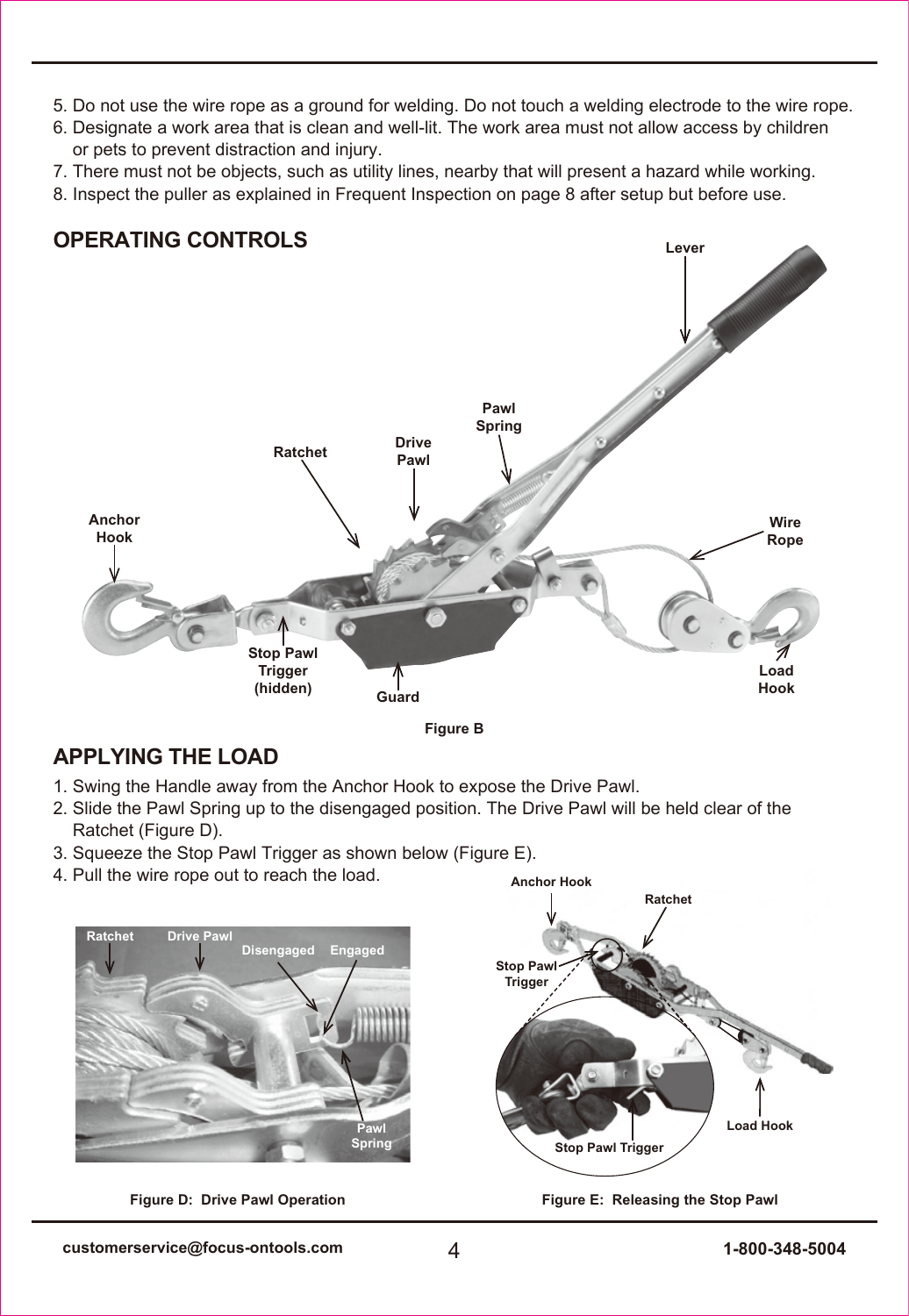5. Do not use the wire rope as a ground for welding. Do not touch a welding electrode to the wire rope.
6. Designate a work area that is clean and well-lit. The work area must not allow access by children or pets to prevent distraction and injury.
7. There must not be objects, such as utility lines, nearby that will present a hazard while working.
8. Inspect the puller as explained in Frequent Inspection on page 8 after setup but before use.

## OPERATING CONTROLS

Figure B

## APPLYING THE LOAD

1. Swing the Handle away from the Anchor Hook to expose the Drive Pawl.
2. Slide the Pawl Spring up to the disengaged position. The Drive Pawl will be held clear of the Ratchet (Figure D).
3. Squeeze the Stop Pawl Trigger as shown below (Figure E).
4. Pull the wire rope out to reach the load.

Figure D: Drive Pawl Operation

Figure E: Releasing the Stop Pawl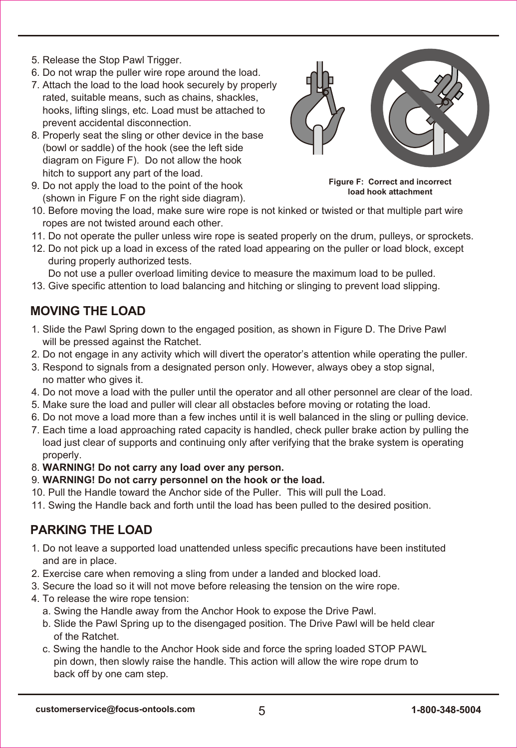5. Release the Stop Pawl Trigger.
6. Do not wrap the puller wire rope around the load.
7. Attach the load to the load hook securely by properly rated, suitable means, such as chains, shackles, hooks, lifting slings, etc. Load must be attached to prevent accidental disconnection.
8. Properly seat the sling or other device in the base (bowl or saddle) of the hook (see the left side diagram on Figure F). Do not allow the hook hitch to support any part of the load.
9. Do not apply the load to the point of the hook (shown in Figure F on the right side diagram).
10. Before moving the load, make sure wire rope is not kinked or twisted or that multiple part wire ropes are not twisted around each other.
11. Do not operate the puller unless wire rope is seated properly on the drum, pulleys, or sprockets.
12. Do not pick up a load in excess of the rated load appearing on the puller or load block, except during properly authorized tests.
    Do not use a puller overload limiting device to measure the maximum load to be pulled.
13. Give specific attention to load balancing and hitching or slinging to prevent load slipping.

**Figure F: Correct and incorrect load hook attachment**

## MOVING THE LOAD

1. Slide the Pawl Spring down to the engaged position, as shown in Figure D. The Drive Pawl will be pressed against the Ratchet.
2. Do not engage in any activity which will divert the operator's attention while operating the puller.
3. Respond to signals from a designated person only. However, always obey a stop signal, no matter who gives it.
4. Do not move a load with the puller until the operator and all other personnel are clear of the load.
5. Make sure the load and puller will clear all obstacles before moving or rotating the load.
6. Do not move a load more than a few inches until it is well balanced in the sling or pulling device.
7. Each time a load approaching rated capacity is handled, check puller brake action by pulling the load just clear of supports and continuing only after verifying that the brake system is operating properly.
8. **WARNING! Do not carry any load over any person.**
9. **WARNING! Do not carry personnel on the hook or the load.**
10. Pull the Handle toward the Anchor side of the Puller. This will pull the Load.
11. Swing the Handle back and forth until the load has been pulled to the desired position.

## PARKING THE LOAD

1. Do not leave a supported load unattended unless specific precautions have been instituted and are in place.
2. Exercise care when removing a sling from under a landed and blocked load.
3. Secure the load so it will not move before releasing the tension on the wire rope.
4. To release the wire rope tension:
   a. Swing the Handle away from the Anchor Hook to expose the Drive Pawl.
   b. Slide the Pawl Spring up to the disengaged position. The Drive Pawl will be held clear of the Ratchet.
   c. Swing the handle to the Anchor Hook side and force the spring loaded STOP PAWL pin down, then slowly raise the handle. This action will allow the wire rope drum to back off by one cam step.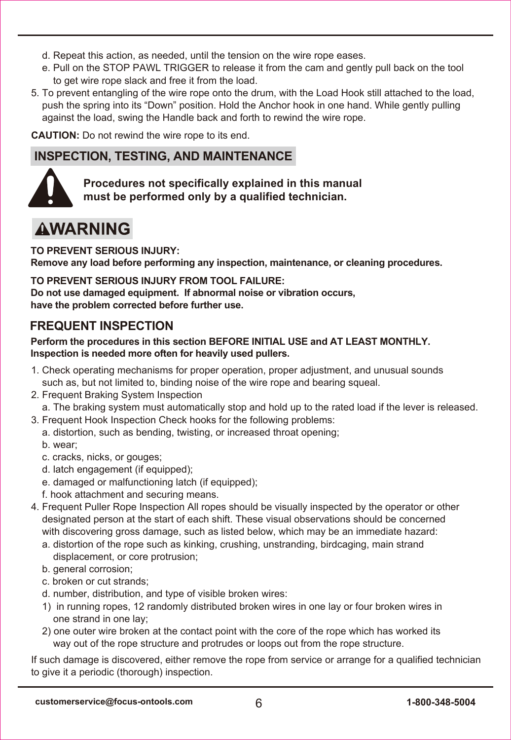d. Repeat this action, as needed, until the tension on the wire rope eases.

e. Pull on the STOP PAWL TRIGGER to release it from the cam and gently pull back on the tool to get wire rope slack and free it from the load.

5. To prevent entangling of the wire rope onto the drum, with the Load Hook still attached to the load, push the spring into its “Down” position. Hold the Anchor hook in one hand. While gently pulling against the load, swing the Handle back and forth to rewind the wire rope.

**CAUTION:** Do not rewind the wire rope to its end.

## INSPECTION, TESTING, AND MAINTENANCE

**Procedures not specifically explained in this manual must be performed only by a qualified technician.**

## ⚠WARNING

**TO PREVENT SERIOUS INJURY:**
**Remove any load before performing any inspection, maintenance, or cleaning procedures.**

**TO PREVENT SERIOUS INJURY FROM TOOL FAILURE:**
**Do not use damaged equipment. If abnormal noise or vibration occurs, have the problem corrected before further use.**

## FREQUENT INSPECTION

**Perform the procedures in this section BEFORE INITIAL USE and AT LEAST MONTHLY.**
**Inspection is needed more often for heavily used pullers.**

1. Check operating mechanisms for proper operation, proper adjustment, and unusual sounds such as, but not limited to, binding noise of the wire rope and bearing squeal.
2. Frequent Braking System Inspection
   a. The braking system must automatically stop and hold up to the rated load if the lever is released.
3. Frequent Hook Inspection Check hooks for the following problems:
   a. distortion, such as bending, twisting, or increased throat opening;
   b. wear;
   c. cracks, nicks, or gouges;
   d. latch engagement (if equipped);
   e. damaged or malfunctioning latch (if equipped);
   f. hook attachment and securing means.
4. Frequent Puller Rope Inspection All ropes should be visually inspected by the operator or other designated person at the start of each shift. These visual observations should be concerned with discovering gross damage, such as listed below, which may be an immediate hazard:
   a. distortion of the rope such as kinking, crushing, unstranding, birdcaging, main strand displacement, or core protrusion;
   b. general corrosion;
   c. broken or cut strands;
   d. number, distribution, and type of visible broken wires:
   1) in running ropes, 12 randomly distributed broken wires in one lay or four broken wires in one strand in one lay;
   2) one outer wire broken at the contact point with the core of the rope which has worked its way out of the rope structure and protrudes or loops out from the rope structure.

If such damage is discovered, either remove the rope from service or arrange for a qualified technician to give it a periodic (thorough) inspection.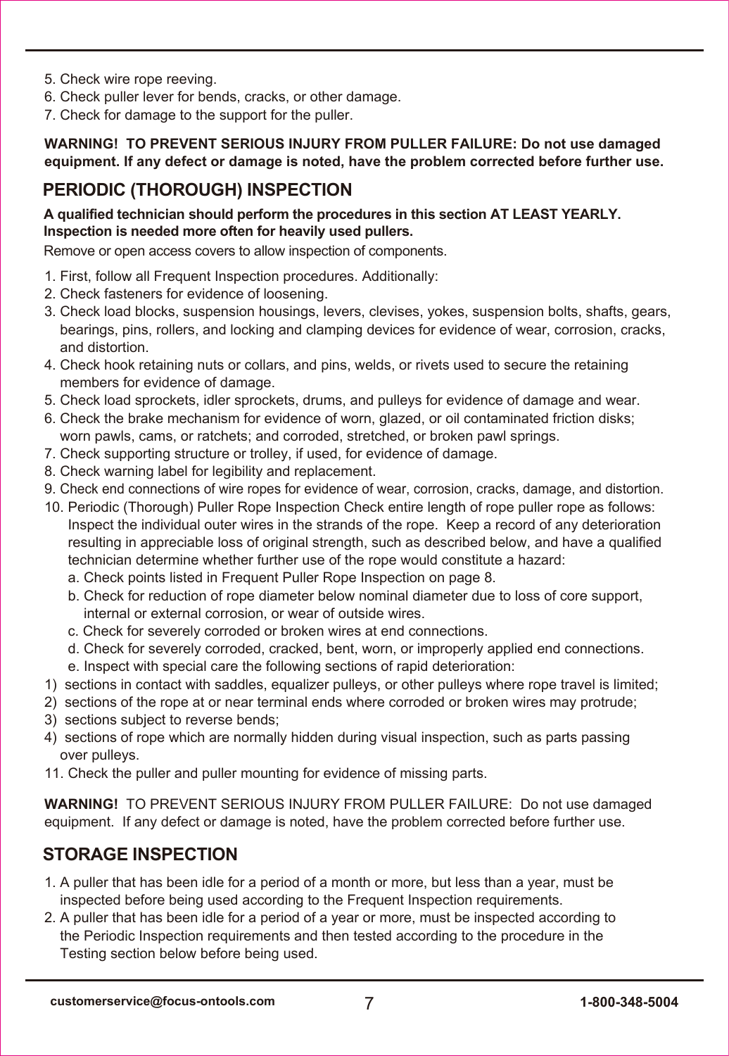5. Check wire rope reeving.
6. Check puller lever for bends, cracks, or other damage.
7. Check for damage to the support for the puller.

**WARNING! TO PREVENT SERIOUS INJURY FROM PULLER FAILURE: Do not use damaged equipment. If any defect or damage is noted, have the problem corrected before further use.**

## PERIODIC (THOROUGH) INSPECTION

**A qualified technician should perform the procedures in this section AT LEAST YEARLY. Inspection is needed more often for heavily used pullers.**

Remove or open access covers to allow inspection of components.

1. First, follow all Frequent Inspection procedures. Additionally:
2. Check fasteners for evidence of loosening.
3. Check load blocks, suspension housings, levers, clevises, yokes, suspension bolts, shafts, gears, bearings, pins, rollers, and locking and clamping devices for evidence of wear, corrosion, cracks, and distortion.
4. Check hook retaining nuts or collars, and pins, welds, or rivets used to secure the retaining members for evidence of damage.
5. Check load sprockets, idler sprockets, drums, and pulleys for evidence of damage and wear.
6. Check the brake mechanism for evidence of worn, glazed, or oil contaminated friction disks; worn pawls, cams, or ratchets; and corroded, stretched, or broken pawl springs.
7. Check supporting structure or trolley, if used, for evidence of damage.
8. Check warning label for legibility and replacement.
9. Check end connections of wire ropes for evidence of wear, corrosion, cracks, damage, and distortion.
10. Periodic (Thorough) Puller Rope Inspection Check entire length of rope puller rope as follows: Inspect the individual outer wires in the strands of the rope. Keep a record of any deterioration resulting in appreciable loss of original strength, such as described below, and have a qualified technician determine whether further use of the rope would constitute a hazard:
    a. Check points listed in Frequent Puller Rope Inspection on page 8.
    b. Check for reduction of rope diameter below nominal diameter due to loss of core support, internal or external corrosion, or wear of outside wires.
    c. Check for severely corroded or broken wires at end connections.
    d. Check for severely corroded, cracked, bent, worn, or improperly applied end connections.
    e. Inspect with special care the following sections of rapid deterioration:

1) sections in contact with saddles, equalizer pulleys, or other pulleys where rope travel is limited;
2) sections of the rope at or near terminal ends where corroded or broken wires may protrude;
3) sections subject to reverse bends;
4) sections of rope which are normally hidden during visual inspection, such as parts passing over pulleys.

11. Check the puller and puller mounting for evidence of missing parts.

**WARNING!** TO PREVENT SERIOUS INJURY FROM PULLER FAILURE: Do not use damaged equipment. If any defect or damage is noted, have the problem corrected before further use.

## STORAGE INSPECTION

1. A puller that has been idle for a period of a month or more, but less than a year, must be inspected before being used according to the Frequent Inspection requirements.
2. A puller that has been idle for a period of a year or more, must be inspected according to the Periodic Inspection requirements and then tested according to the procedure in the Testing section below before being used.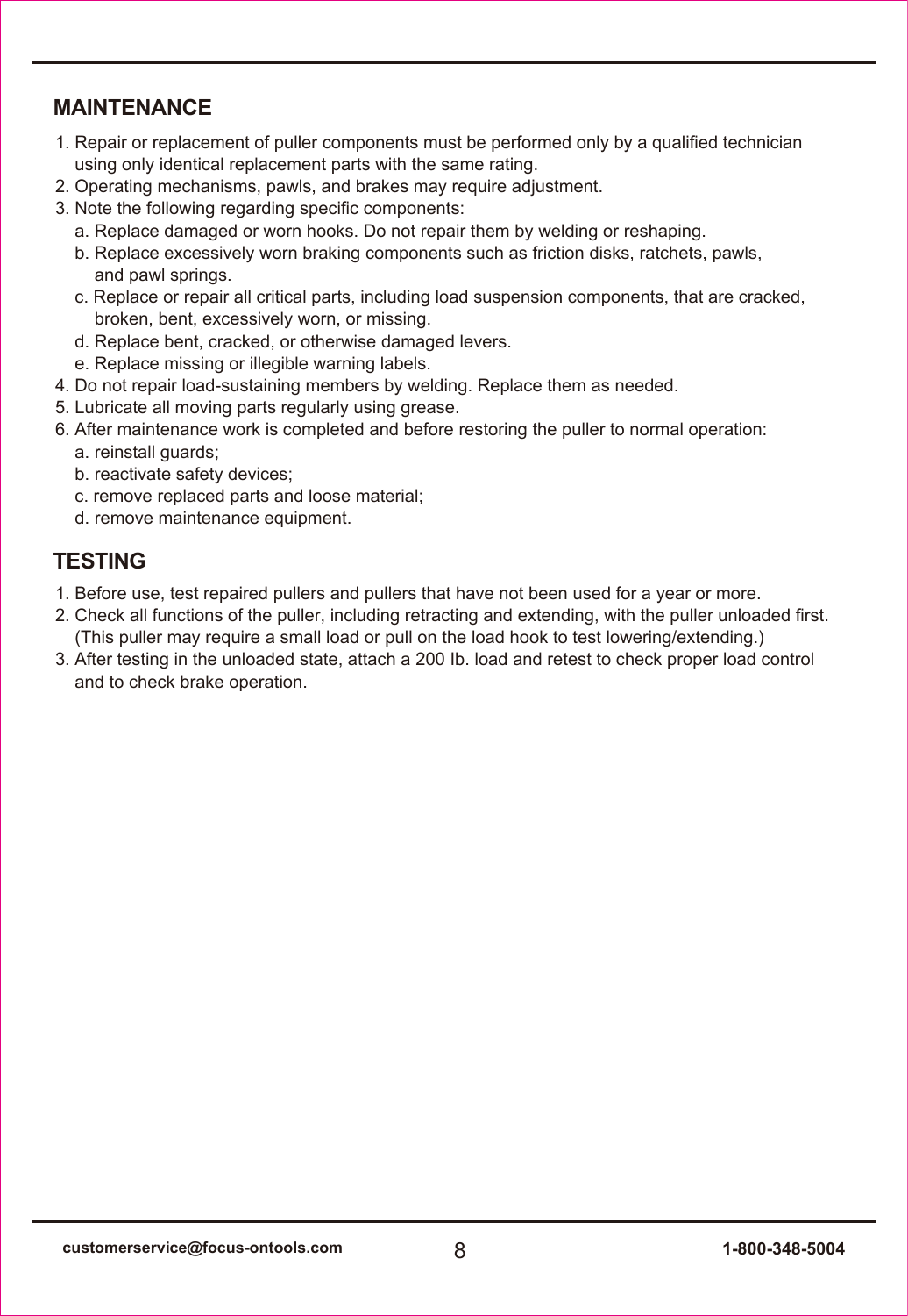## MAINTENANCE

1. Repair or replacement of puller components must be performed only by a qualified technician using only identical replacement parts with the same rating.
2. Operating mechanisms, pawls, and brakes may require adjustment.
3. Note the following regarding specific components:
   a. Replace damaged or worn hooks. Do not repair them by welding or reshaping.
   b. Replace excessively worn braking components such as friction disks, ratchets, pawls, and pawl springs.
   c. Replace or repair all critical parts, including load suspension components, that are cracked, broken, bent, excessively worn, or missing.
   d. Replace bent, cracked, or otherwise damaged levers.
   e. Replace missing or illegible warning labels.
4. Do not repair load-sustaining members by welding. Replace them as needed.
5. Lubricate all moving parts regularly using grease.
6. After maintenance work is completed and before restoring the puller to normal operation:
   a. reinstall guards;
   b. reactivate safety devices;
   c. remove replaced parts and loose material;
   d. remove maintenance equipment.

## TESTING

1. Before use, test repaired pullers and pullers that have not been used for a year or more.
2. Check all functions of the puller, including retracting and extending, with the puller unloaded first. (This puller may require a small load or pull on the load hook to test lowering/extending.)
3. After testing in the unloaded state, attach a 200 lb. load and retest to check proper load control and to check brake operation.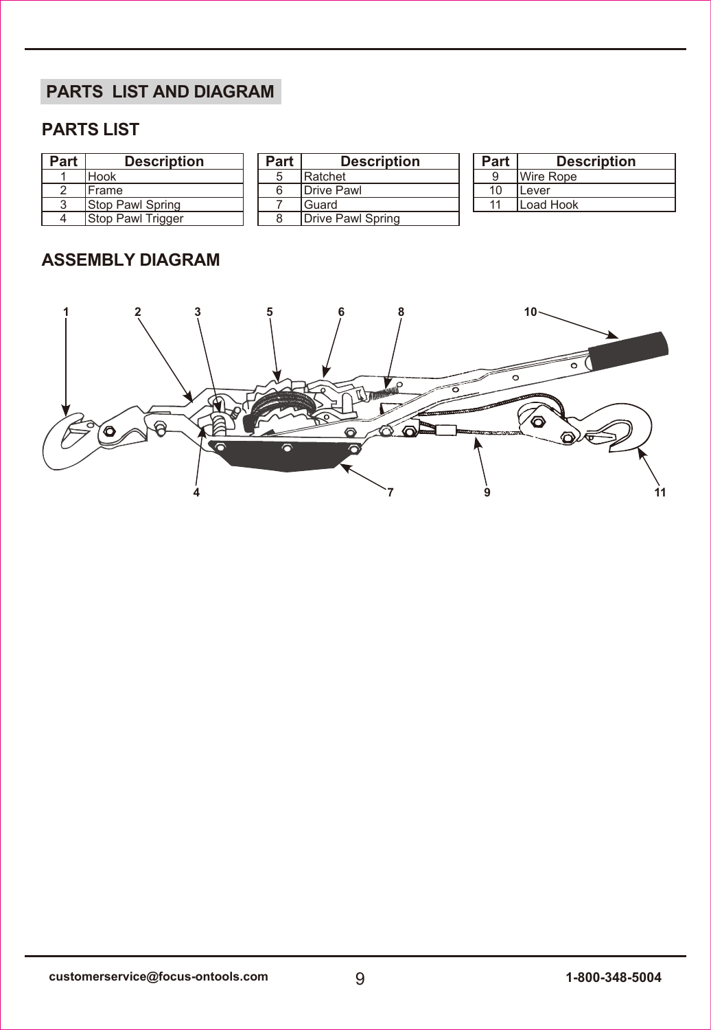# PARTS LIST AND DIAGRAM

## PARTS LIST

| Part | Description |
|---|---|
| 1 | Hook |
| 2 | Frame |
| 3 | Stop Pawl Spring |
| 4 | Stop Pawl Trigger |

| Part | Description |
|---|---|
| 5 | Ratchet |
| 6 | Drive Pawl |
| 7 | Guard |
| 8 | Drive Pawl Spring |

| Part | Description |
|---|---|
| 9 | Wire Rope |
| 10 | Lever |
| 11 | Load Hook |

## ASSEMBLY DIAGRAM

1 2 3 5 6 8 10

4 7 9 11

customerservice@focus-ontools.com

1-800-348-5004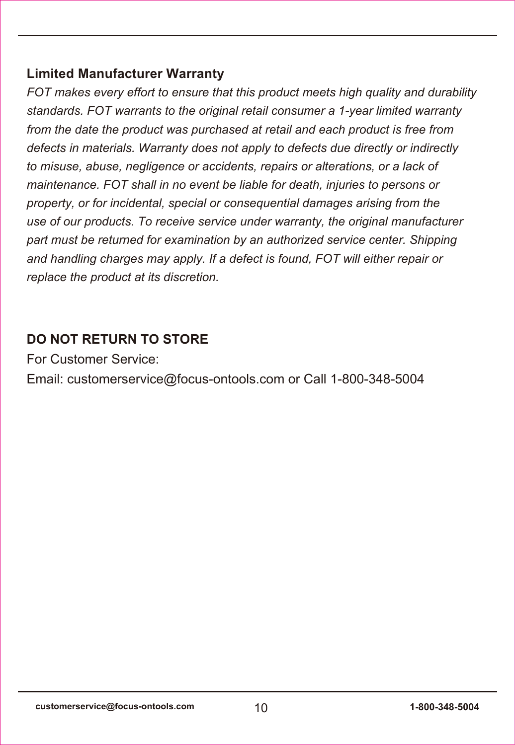## Limited Manufacturer Warranty

*FOT makes every effort to ensure that this product meets high quality and durability standards. FOT warrants to the original retail consumer a 1-year limited warranty from the date the product was purchased at retail and each product is free from defects in materials. Warranty does not apply to defects due directly or indirectly to misuse, abuse, negligence or accidents, repairs or alterations, or a lack of maintenance. FOT shall in no event be liable for death, injuries to persons or property, or for incidental, special or consequential damages arising from the use of our products. To receive service under warranty, the original manufacturer part must be returned for examination by an authorized service center. Shipping and handling charges may apply. If a defect is found, FOT will either repair or replace the product at its discretion.*

## DO NOT RETURN TO STORE

For Customer Service:

Email: customerservice@focus-ontools.com or Call 1-800-348-5004